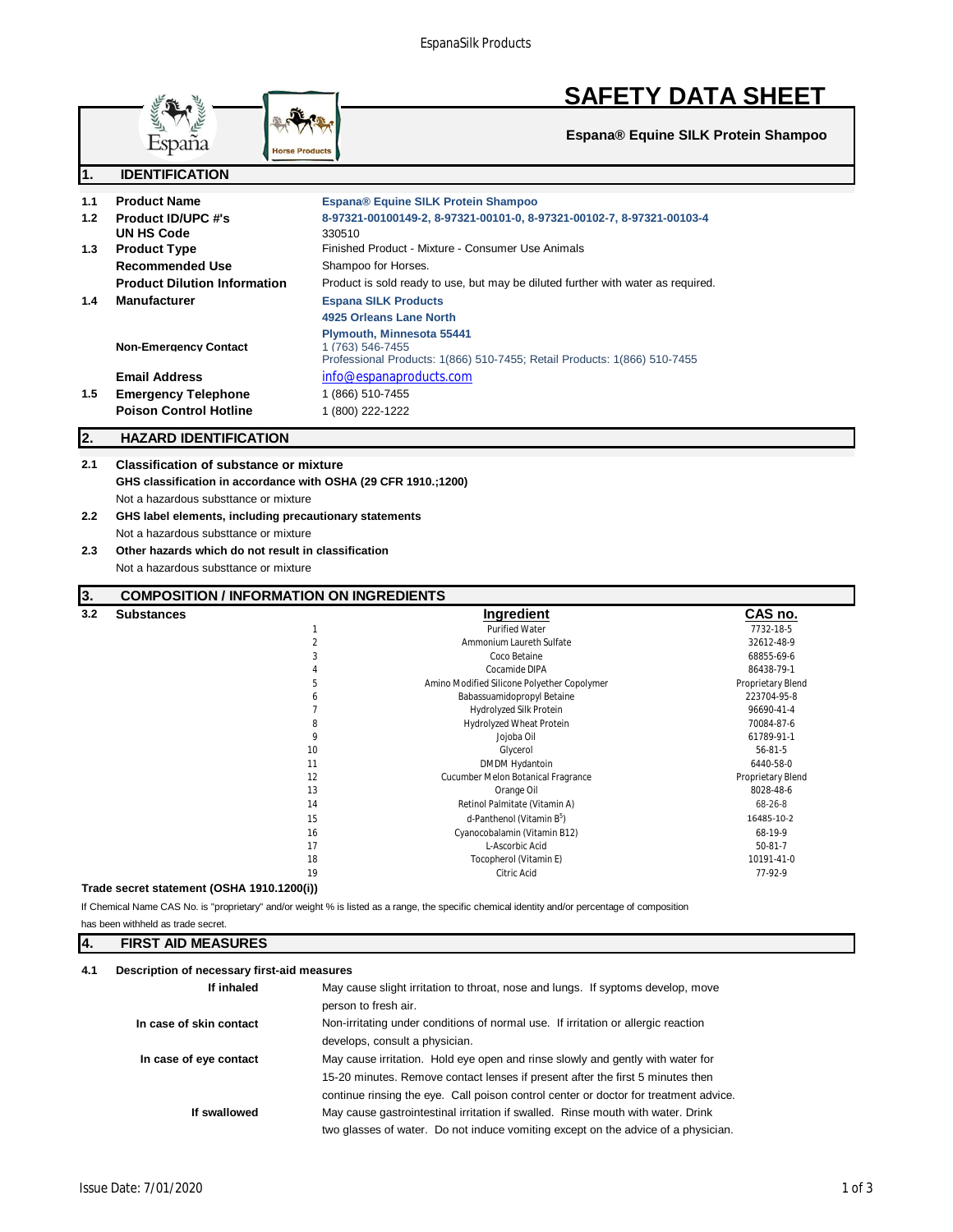# SAFETY DATA SHEET

**Espana® Equine SILK Protein Shampoo**

## 1. IDENTIFICATION

| | | |
|---|---|---|
| 1.1 | **Product Name** | **Espana® Equine SILK Protein Shampoo** |
| 1.2 | **Product ID/UPC #'s** | **8-97321-00100149-2, 8-97321-00101-0, 8-97321-00102-7, 8-97321-00103-4** |
| | **UN HS Code** | 330510 |
| 1.3 | **Product Type** | Finished Product - Mixture - Consumer Use Animals |
| | **Recommended Use** | Shampoo for Horses. |
| | **Product Dilution Information** | Product is sold ready to use, but may be diluted further with water as required. |
| 1.4 | **Manufacturer** | **Espana SILK Products**<br>**4925 Orleans Lane North**<br>**Plymouth, Minnesota 55441** |
| | **Non-Emergency Contact** | 1 (763) 546-7455<br>Professional Products: 1(866) 510-7455; Retail Products: 1(866) 510-7455 |
| | **Email Address** | info@espanaproducts.com |
| 1.5 | **Emergency Telephone** | 1 (866) 510-7455 |
| | **Poison Control Hotline** | 1 (800) 222-1222 |

## 2. HAZARD IDENTIFICATION

**2.1 Classification of substance or mixture**

**GHS classification in accordance with OSHA (29 CFR 1910.;1200)**

Not a hazardous substance or mixture

**2.2 GHS label elements, including precautionary statements**

Not a hazardous substance or mixture

**2.3 Other hazards which do not result in classification**

Not a hazardous substance or mixture

## 3. COMPOSITION / INFORMATION ON INGREDIENTS

**3.2 Substances**

| | Ingredient | CAS no. |
|---|---|---|
| 1 | Purified Water | 7732-18-5 |
| 2 | Ammonium Laureth Sulfate | 32612-48-9 |
| 3 | Coco Betaine | 68855-69-6 |
| 4 | Cocamide DIPA | 86438-79-1 |
| 5 | Amino Modified Silicone Polyether Copolymer | Proprietary Blend |
| 6 | Babassuamidopropyl Betaine | 223704-95-8 |
| 7 | Hydrolyzed Silk Protein | 96690-41-4 |
| 8 | Hydrolyzed Wheat Protein | 70084-87-6 |
| 9 | Jojoba Oil | 61789-91-1 |
| 10 | Glycerol | 56-81-5 |
| 11 | DMDM Hydantoin | 6440-58-0 |
| 12 | Cucumber Melon Botanical Fragrance | Proprietary Blend |
| 13 | Orange Oil | 8028-48-6 |
| 14 | Retinol Palmitate (Vitamin A) | 68-26-8 |
| 15 | d-Panthenol (Vitamin $B^5$) | 16485-10-2 |
| 16 | Cyanocobalamin (Vitamin B12) | 68-19-9 |
| 17 | L-Ascorbic Acid | 50-81-7 |
| 18 | Tocopherol (Vitamin E) | 10191-41-0 |
| 19 | Citric Acid | 77-92-9 |

**Trade secret statement (OSHA 1910.1200(i))**

If Chemical Name CAS No. is "proprietary" and/or weight % is listed as a range, the specific chemical identity and/or percentage of composition has been withheld as trade secret.

## 4. FIRST AID MEASURES

**4.1 Description of necessary first-aid measures**

| | |
|---|---|
| **If inhaled** | May cause slight irritation to throat, nose and lungs. If syptoms develop, move person to fresh air. |
| **In case of skin contact** | Non-irritating under conditions of normal use. If irritation or allergic reaction develops, consult a physician. |
| **In case of eye contact** | May cause irritation. Hold eye open and rinse slowly and gently with water for 15-20 minutes. Remove contact lenses if present after the first 5 minutes then continue rinsing the eye. Call poison control center or doctor for treatment advice. |
| **If swallowed** | May cause gastrointestinal irritation if swalled. Rinse mouth with water. Drink two glasses of water. Do not induce vomiting except on the advice of a physician. |

Issue Date: 7/01/2020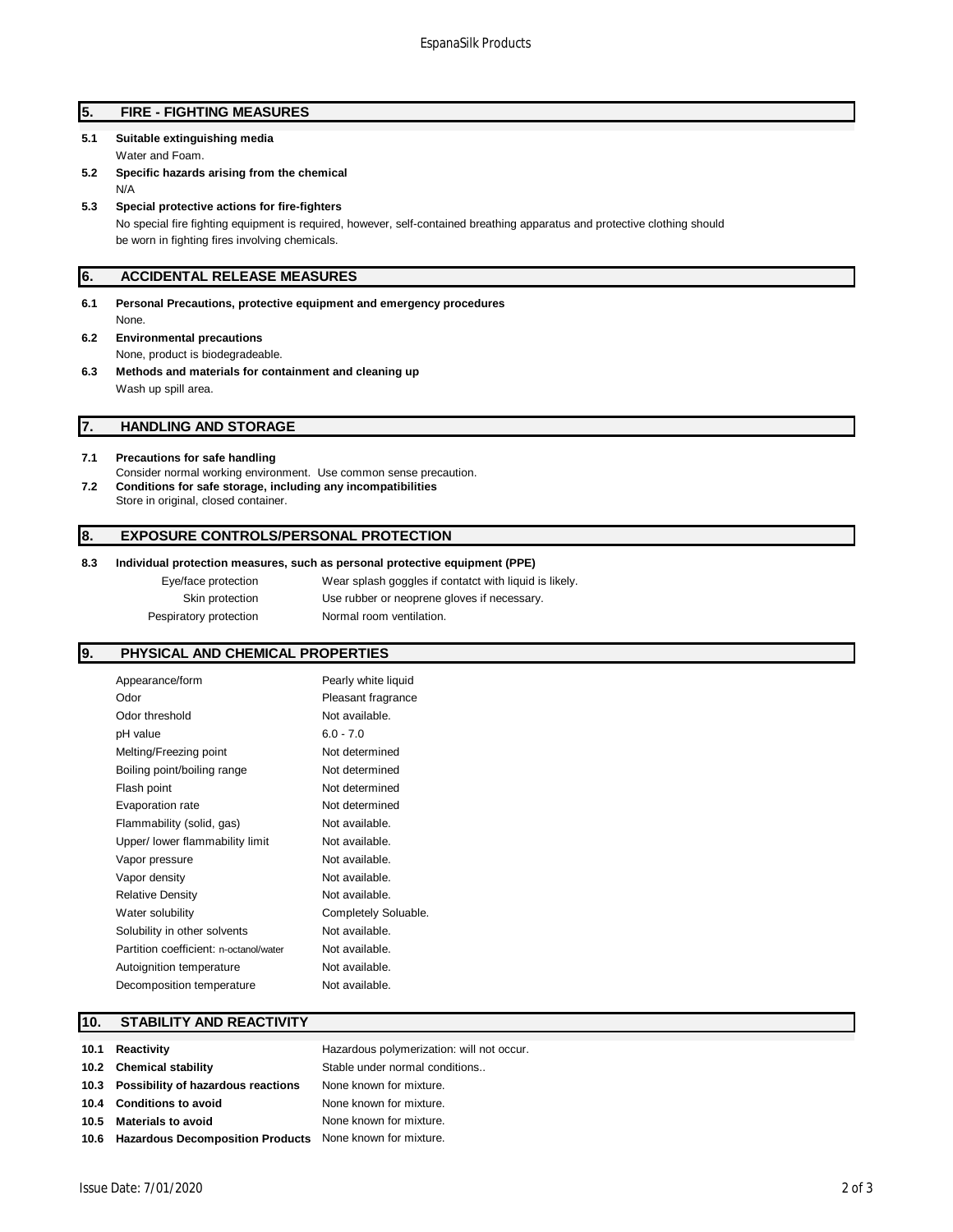## 5. FIRE - FIGHTING MEASURES

**5.1 Suitable extinguishing media**

Water and Foam.

**5.2 Specific hazards arising from the chemical**

N/A

**5.3 Special protective actions for fire-fighters**

No special fire fighting equipment is required, however, self-contained breathing apparatus and protective clothing should be worn in fighting fires involving chemicals.

## 6. ACCIDENTAL RELEASE MEASURES

**6.1 Personal Precautions, protective equipment and emergency procedures**

None.

**6.2 Environmental precautions**

None, product is biodegradeable.

**6.3 Methods and materials for containment and cleaning up**

Wash up spill area.

## 7. HANDLING AND STORAGE

**7.1 Precautions for safe handling**

Consider normal working environment. Use common sense precaution.

**7.2 Conditions for safe storage, including any incompatibilities**

Store in original, closed container.

## 8. EXPOSURE CONTROLS/PERSONAL PROTECTION

**8.3 Individual protection measures, such as personal protective equipment (PPE)**

| | |
|---|---|
| Eye/face protection | Wear splash goggles if contatct with liquid is likely. |
| Skin protection | Use rubber or neoprene gloves if necessary. |
| Pespiratory protection | Normal room ventilation. |

## 9. PHYSICAL AND CHEMICAL PROPERTIES

| | |
|---|---|
| Appearance/form | Pearly white liquid |
| Odor | Pleasant fragrance |
| Odor threshold | Not available. |
| pH value | 6.0 - 7.0 |
| Melting/Freezing point | Not determined |
| Boiling point/boiling range | Not determined |
| Flash point | Not determined |
| Evaporation rate | Not determined |
| Flammability (solid, gas) | Not available. |
| Upper/ lower flammability limit | Not available. |
| Vapor pressure | Not available. |
| Vapor density | Not available. |
| Relative Density | Not available. |
| Water solubility | Completely Soluable. |
| Solubility in other solvents | Not available. |
| Partition coefficient: n-octanol/water | Not available. |
| Autoignition temperature | Not available. |
| Decomposition temperature | Not available. |

## 10. STABILITY AND REACTIVITY

| | |
|---|---|
| **10.1 Reactivity** | Hazardous polymerization: will not occur. |
| **10.2 Chemical stability** | Stable under normal conditions.. |
| **10.3 Possibility of hazardous reactions** | None known for mixture. |
| **10.4 Conditions to avoid** | None known for mixture. |
| **10.5 Materials to avoid** | None known for mixture. |
| **10.6 Hazardous Decomposition Products** | None known for mixture. |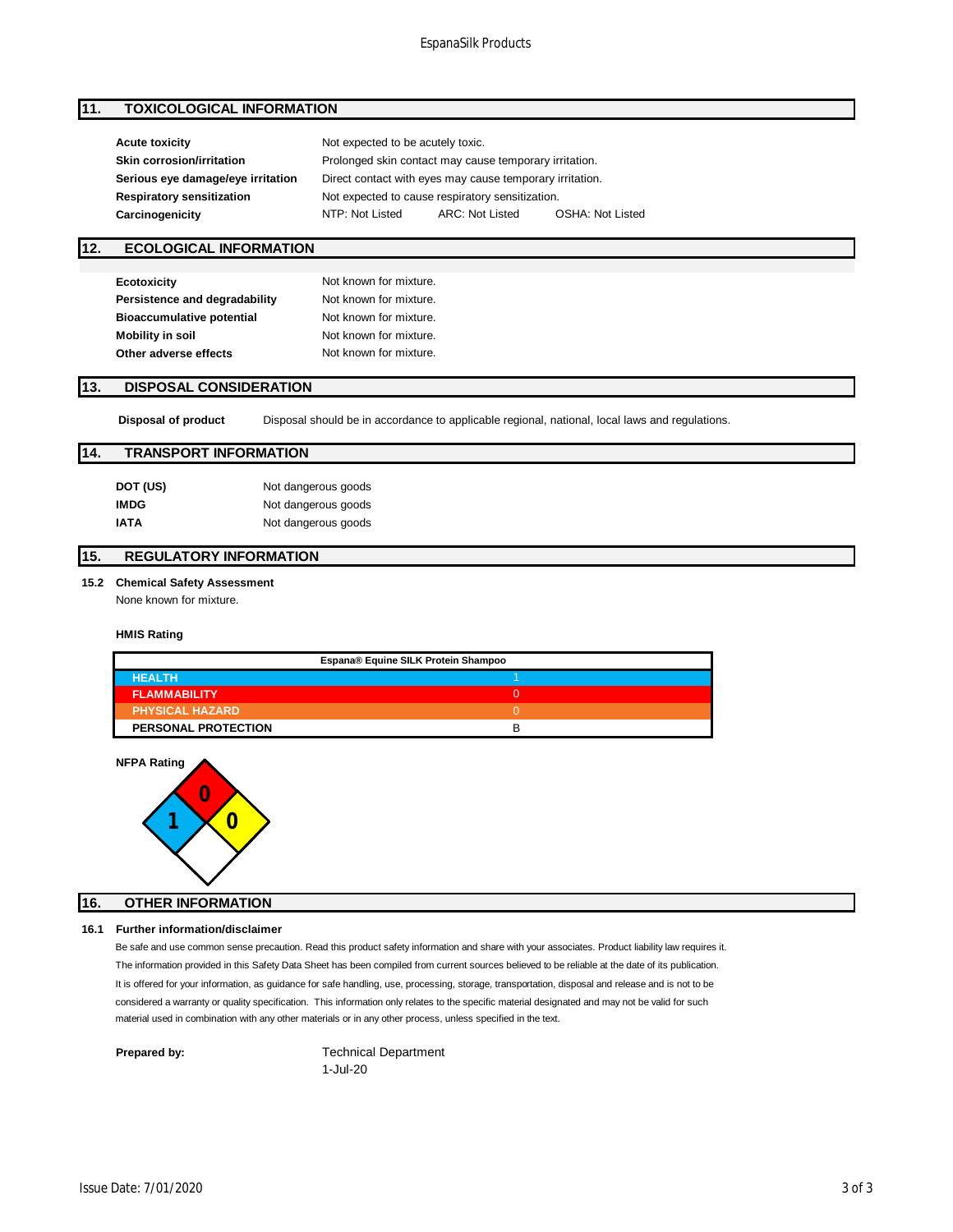## 11. TOXICOLOGICAL INFORMATION

| | |
|---|---|
| **Acute toxicity** | Not expected to be acutely toxic. |
| **Skin corrosion/irritation** | Prolonged skin contact may cause temporary irritation. |
| **Serious eye damage/eye irritation** | Direct contact with eyes may cause temporary irritation. |
| **Respiratory sensitization** | Not expected to cause respiratory sensitization. |
| **Carcinogenicity** | NTP: Not Listed ARC: Not Listed OSHA: Not Listed |

## 12. ECOLOGICAL INFORMATION

| | |
|---|---|
| **Ecotoxicity** | Not known for mixture. |
| **Persistence and degradability** | Not known for mixture. |
| **Bioaccumulative potential** | Not known for mixture. |
| **Mobility in soil** | Not known for mixture. |
| **Other adverse effects** | Not known for mixture. |

## 13. DISPOSAL CONSIDERATION

**Disposal of product** Disposal should be in accordance to applicable regional, national, local laws and regulations.

## 14. TRANSPORT INFORMATION

| | |
|---|---|
| **DOT (US)** | Not dangerous goods |
| **IMDG** | Not dangerous goods |
| **IATA** | Not dangerous goods |

## 15. REGULATORY INFORMATION

**15.2 Chemical Safety Assessment**

None known for mixture.

**HMIS Rating**

| Espana® Equine SILK Protein Shampoo | |
|---|---|
| HEALTH | 1 |
| FLAMMABILITY | 0 |
| PHYSICAL HAZARD | 0 |
| PERSONAL PROTECTION | B |

**NFPA Rating**

0

1 0

## 16. OTHER INFORMATION

**16.1 Further information/disclaimer**

Be safe and use common sense precaution. Read this product safety information and share with your associates. Product liability law requires it. The information provided in this Safety Data Sheet has been compiled from current sources believed to be reliable at the date of its publication. It is offered for your information, as guidance for safe handling, use, processing, storage, transportation, disposal and release and is not to be considered a warranty or quality specification. This information only relates to the specific material designated and may not be valid for such material used in combination with any other materials or in any other process, unless specified in the text.

**Prepared by:** Technical Department
1-Jul-20